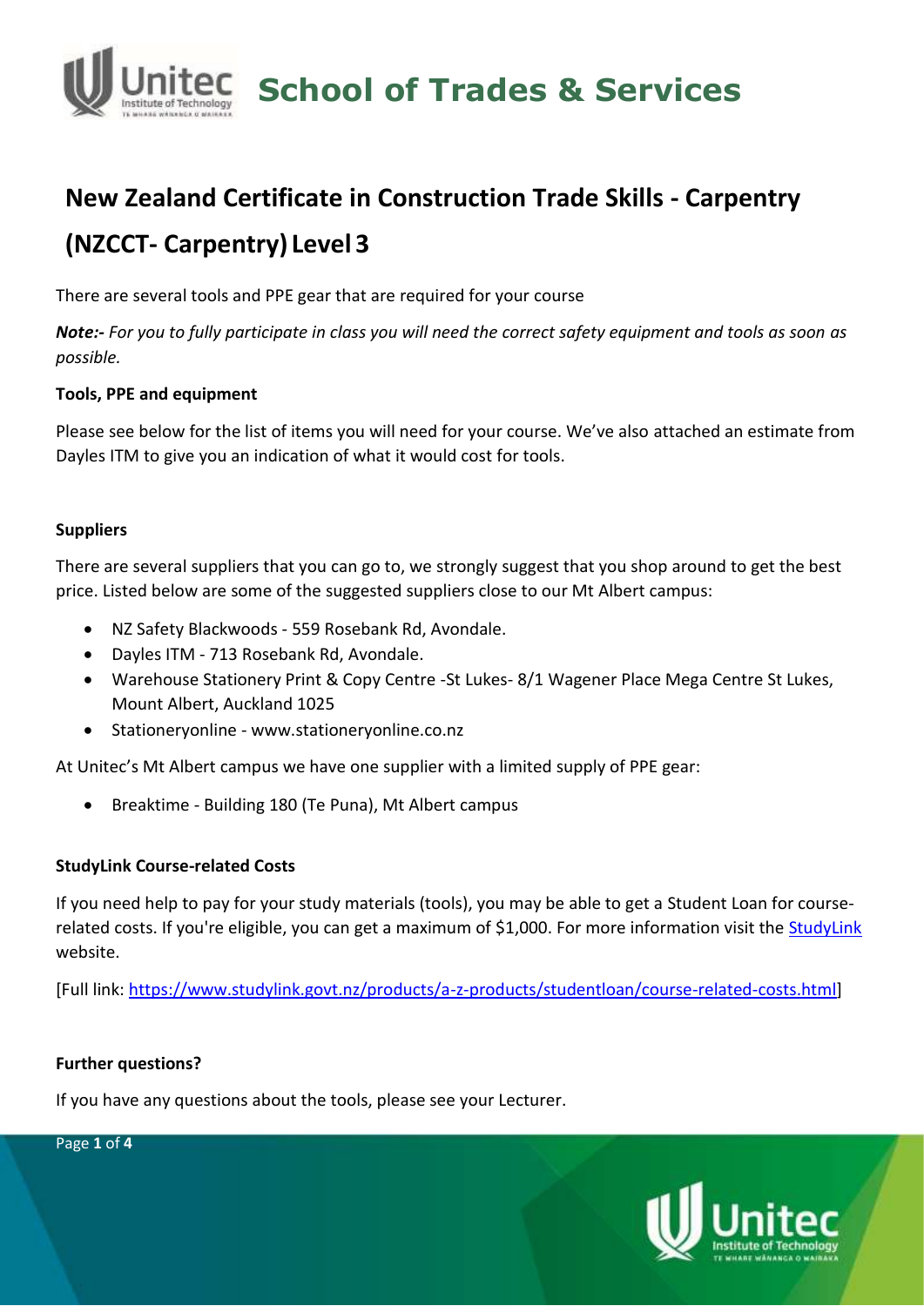# School of Trades & Services

## New Zealand Certificate in Construction Trade Skills - Carpentry (NZCCT- Carpentry) Level 3

There are several tools and PPE gear that are required for your course

***Note:-** For you to fully participate in class you will need the correct safety equipment and tools as soon as possible.*

**Tools, PPE and equipment**

Please see below for the list of items you will need for your course. We've also attached an estimate from Dayles ITM to give you an indication of what it would cost for tools.

**Suppliers**

There are several suppliers that you can go to, we strongly suggest that you shop around to get the best price. Listed below are some of the suggested suppliers close to our Mt Albert campus:

- NZ Safety Blackwoods - 559 Rosebank Rd, Avondale.
- Dayles ITM - 713 Rosebank Rd, Avondale.
- Warehouse Stationery Print & Copy Centre -St Lukes- 8/1 Wagener Place Mega Centre St Lukes, Mount Albert, Auckland 1025
- Stationeryonline - www.stationeryonline.co.nz

At Unitec's Mt Albert campus we have one supplier with a limited supply of PPE gear:

- Breaktime - Building 180 (Te Puna), Mt Albert campus

**StudyLink Course-related Costs**

If you need help to pay for your study materials (tools), you may be able to get a Student Loan for course-related costs. If you're eligible, you can get a maximum of $1,000. For more information visit the StudyLink website.

[Full link: https://www.studylink.govt.nz/products/a-z-products/studentloan/course-related-costs.html]

**Further questions?**

If you have any questions about the tools, please see your Lecturer.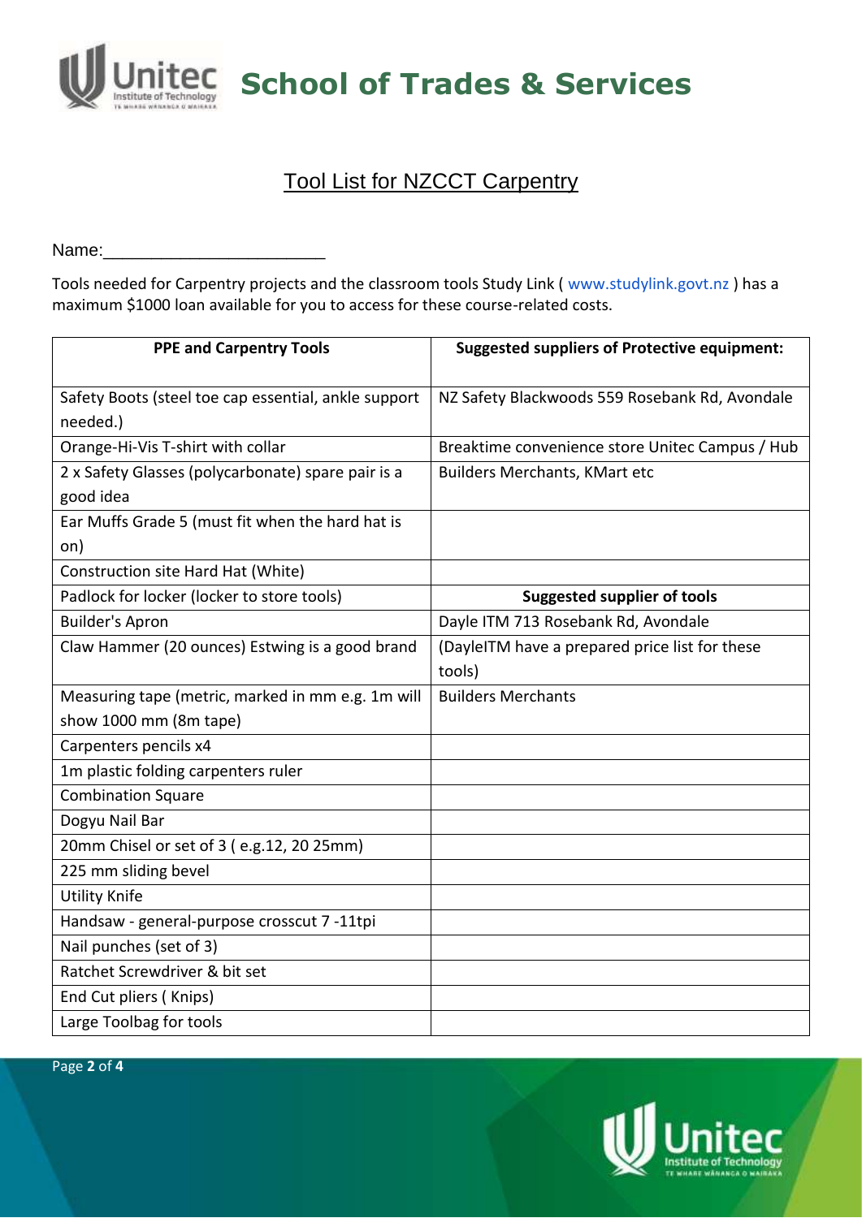**School of Trades & Services**

## Tool List for NZCCT Carpentry

Name:_______________________

Tools needed for Carpentry projects and the classroom tools Study Link ( www.studylink.govt.nz ) has a maximum $1000 loan available for you to access for these course-related costs.

| PPE and Carpentry Tools | Suggested suppliers of Protective equipment: |
|---|---|
| Safety Boots (steel toe cap essential, ankle support needed.) | NZ Safety Blackwoods 559 Rosebank Rd, Avondale |
| Orange-Hi-Vis T-shirt with collar | Breaktime convenience store Unitec Campus / Hub |
| 2 x Safety Glasses (polycarbonate) spare pair is a good idea | Builders Merchants, KMart etc |
| Ear Muffs Grade 5 (must fit when the hard hat is on) | |
| Construction site Hard Hat (White) | |
| Padlock for locker (locker to store tools) | **Suggested supplier of tools** |
| Builder's Apron | Dayle ITM 713 Rosebank Rd, Avondale |
| Claw Hammer (20 ounces) Estwing is a good brand | (DayleITM have a prepared price list for these tools) |
| Measuring tape (metric, marked in mm e.g. 1m will show 1000 mm (8m tape) | Builders Merchants |
| Carpenters pencils x4 | |
| 1m plastic folding carpenters ruler | |
| Combination Square | |
| Dogyu Nail Bar | |
| 20mm Chisel or set of 3 ( e.g.12, 20 25mm) | |
| 225 mm sliding bevel | |
| Utility Knife | |
| Handsaw - general-purpose crosscut 7 -11tpi | |
| Nail punches (set of 3) | |
| Ratchet Screwdriver & bit set | |
| End Cut pliers ( Knips) | |
| Large Toolbag for tools | |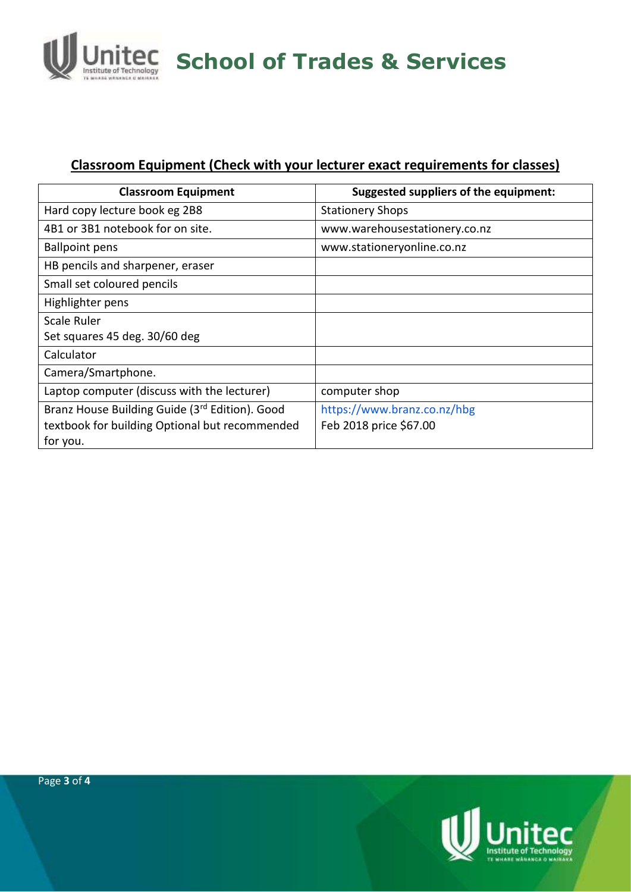## Classroom Equipment (Check with your lecturer exact requirements for classes)

| Classroom Equipment | Suggested suppliers of the equipment: |
|---|---|
| Hard copy lecture book eg 2B8 | Stationery Shops |
| 4B1 or 3B1 notebook for on site. | www.warehousestationery.co.nz |
| Ballpoint pens | www.stationeryonline.co.nz |
| HB pencils and sharpener, eraser | |
| Small set coloured pencils | |
| Highlighter pens | |
| Scale Ruler<br>Set squares 45 deg. 30/60 deg | |
| Calculator | |
| Camera/Smartphone. | |
| Laptop computer (discuss with the lecturer) | computer shop |
| Branz House Building Guide (3rd Edition). Good textbook for building Optional but recommended for you. | https://www.branz.co.nz/hbg<br>Feb 2018 price $67.00 |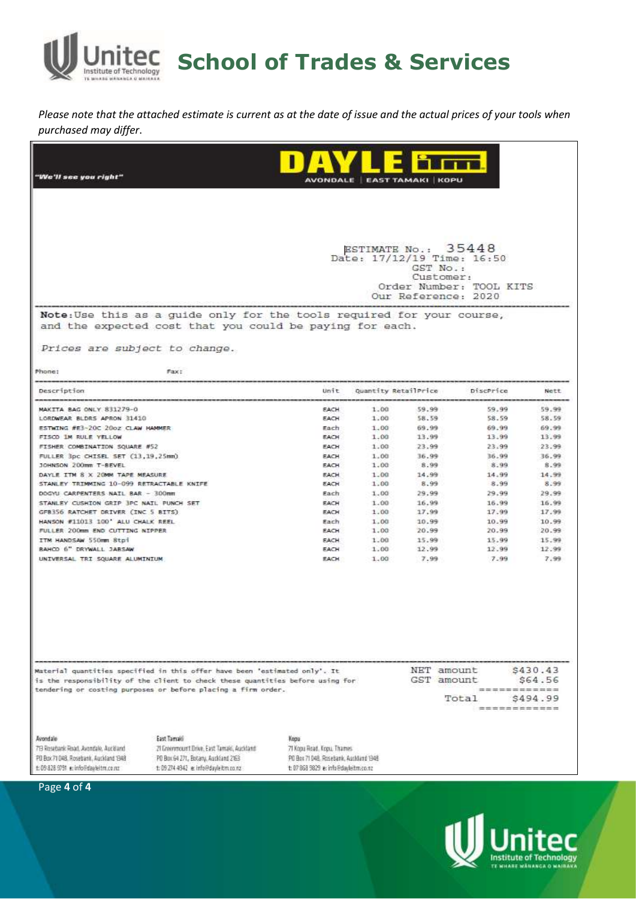# School of Trades & Services

*Please note that the attached estimate is current as at the date of issue and the actual prices of your tools when purchased may differ.*

"We'll see you right"

**DAYLE ITM**
AVONDALE | EAST TAMAKI | KOPU

ESTIMATE No.: 35448
Date: 17/12/19 Time: 16:50
GST No.:
Customer:
Order Number: TOOL KITS
Our Reference: 2020

**Note**: Use this as a guide only for the tools required for your course, and the expected cost that you could be paying for each.

*Prices are subject to change.*

Phone: Fax:

| Description | Unit | Quantity | RetailPrice | DiscPrice | Nett |
|---|---|---|---|---|---|
| MAKITA BAG ONLY 831279-0 | EACH | 1.00 | 59.99 | 59.99 | 59.99 |
| LORDWEAR BLDRS APRON 31410 | EACH | 1.00 | 58.59 | 58.59 | 58.59 |
| ESTWING #E3-20C 20oz CLAW HAMMER | Each | 1.00 | 69.99 | 69.99 | 69.99 |
| FISCO 1M RULE YELLOW | EACH | 1.00 | 13.99 | 13.99 | 13.99 |
| FISHER COMBINATION SQUARE #52 | EACH | 1.00 | 23.99 | 23.99 | 23.99 |
| FULLER 3pc CHISEL SET (13,19,25mm) | EACH | 1.00 | 36.99 | 36.99 | 36.99 |
| JOHNSON 200mm T-BEVEL | EACH | 1.00 | 8.99 | 8.99 | 8.99 |
| DAYLE ITM 8 X 20MM TAPE MEASURE | EACH | 1.00 | 14.99 | 14.99 | 14.99 |
| STANLEY TRIMMING 10-099 RETRACTABLE KNIFE | EACH | 1.00 | 8.99 | 8.99 | 8.99 |
| DOGYU CARPENTERS NAIL BAR - 300mm | Each | 1.00 | 29.99 | 29.99 | 29.99 |
| STANLEY CUSHION GRIP 3PC NAIL PUNCH SET | EACH | 1.00 | 16.99 | 16.99 | 16.99 |
| GFB356 RATCHET DRIVER (INC 5 BITS) | EACH | 1.00 | 17.99 | 17.99 | 17.99 |
| HANSON #11013 100' ALU CHALK REEL | Each | 1.00 | 10.99 | 10.99 | 10.99 |
| FULLER 200mm END CUTTING NIPPER | EACH | 1.00 | 20.99 | 20.99 | 20.99 |
| ITM HANDSAW 550mm 8tpi | EACH | 1.00 | 15.99 | 15.99 | 15.99 |
| BAHCO 6" DRYWALL JABSAW | EACH | 1.00 | 12.99 | 12.99 | 12.99 |
| UNIVERSAL TRI SQUARE ALUMINIUM | EACH | 1.00 | 7.99 | 7.99 | 7.99 |

Material quantities specified in this offer have been 'estimated only'. It is the responsibility of the client to check these quantities before using for tendering or costing purposes or before placing a firm order.

| | |
|---|---|
| NET amount | $430.43 |
| GST amount | $64.56 |
| Total | $494.99 |

**Avondale**
713 Rosebank Road, Avondale, Auckland
PO Box 71 048, Rosebank, Auckland 1348
t: 09 828 5091 e: info@dayleitm.co.nz

**East Tamaki**
21 Greenmount Drive, East Tamaki, Auckland
PO Box 64 271, Botany, Auckland 2163
t: 09 274 4942 e: info@dayleitm.co.nz

**Kopu**
71 Kopu Road, Kopu, Thames
PO Box 71 048, Rosebank, Auckland 1348
t: 07 868 9829 e: info@dayleitm.co.nz